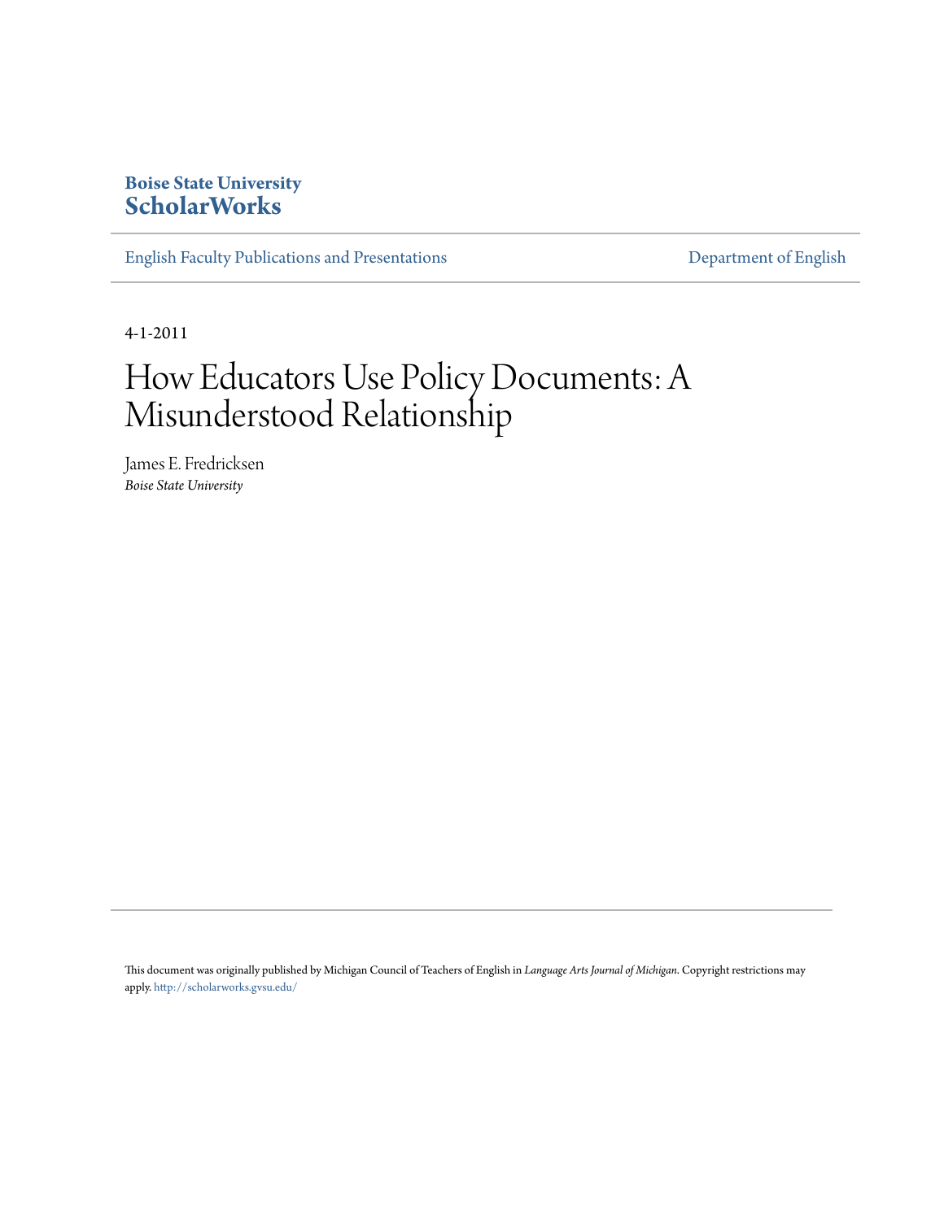**Boise State University**
**ScholarWorks**

English Faculty Publications and Presentations | Department of English

4-1-2011

# How Educators Use Policy Documents: A Misunderstood Relationship

James E. Fredricksen
*Boise State University*

This document was originally published by Michigan Council of Teachers of English in *Language Arts Journal of Michigan*. Copyright restrictions may apply. http://scholarworks.gvsu.edu/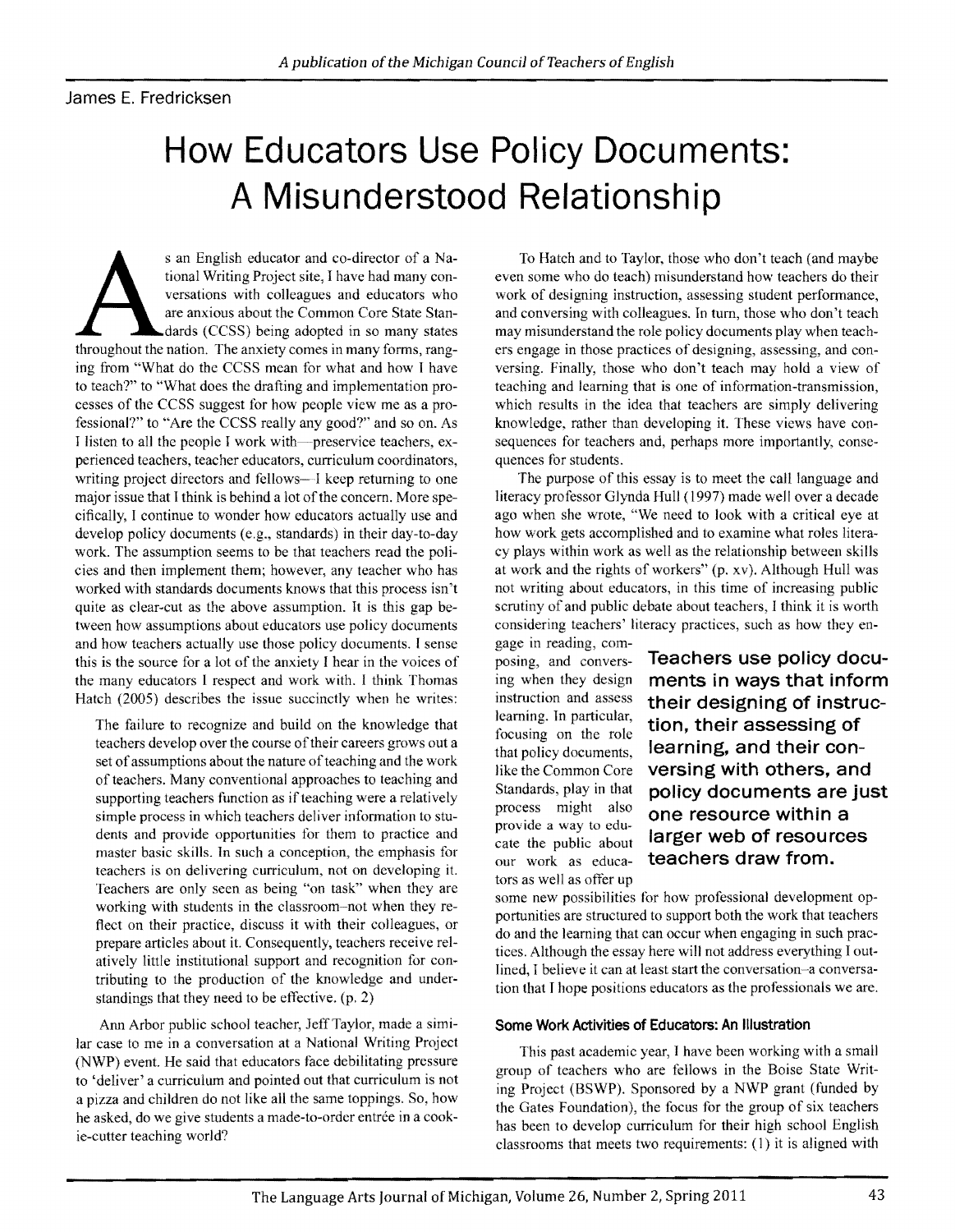James E. Fredricksen

# How Educators Use Policy Documents: A Misunderstood Relationship

As an English educator and co-director of a National Writing Project site, I have had many conversations with colleagues and educators who are anxious about the Common Core State Standards (CCSS) being adopted in so many states throughout the nation. The anxiety comes in many forms, ranging from "What do the CCSS mean for what and how I have to teach?" to "What does the drafting and implementation processes of the CCSS suggest for how people view me as a professional?" to "Are the CCSS really any good?" and so on. As I listen to all the people I work with—preservice teachers, experienced teachers, teacher educators, curriculum coordinators, writing project directors and fellows—I keep returning to one major issue that I think is behind a lot of the concern. More specifically, I continue to wonder how educators actually use and develop policy documents (e.g., standards) in their day-to-day work. The assumption seems to be that teachers read the policies and then implement them; however, any teacher who has worked with standards documents knows that this process isn't quite as clear-cut as the above assumption. It is this gap between how assumptions about educators use policy documents and how teachers actually use those policy documents. I sense this is the source for a lot of the anxiety I hear in the voices of the many educators I respect and work with. I think Thomas Hatch (2005) describes the issue succinctly when he writes:

> The failure to recognize and build on the knowledge that teachers develop over the course of their careers grows out a set of assumptions about the nature of teaching and the work of teachers. Many conventional approaches to teaching and supporting teachers function as if teaching were a relatively simple process in which teachers deliver information to students and provide opportunities for them to practice and master basic skills. In such a conception, the emphasis for teachers is on delivering curriculum, not on developing it. Teachers are only seen as being "on task" when they are working with students in the classroom–not when they reflect on their practice, discuss it with their colleagues, or prepare articles about it. Consequently, teachers receive relatively little institutional support and recognition for contributing to the production of the knowledge and understandings that they need to be effective. (p. 2)

Ann Arbor public school teacher, Jeff Taylor, made a similar case to me in a conversation at a National Writing Project (NWP) event. He said that educators face debilitating pressure to 'deliver' a curriculum and pointed out that curriculum is not a pizza and children do not like all the same toppings. So, how he asked, do we give students a made-to-order entrée in a cookie-cutter teaching world?

To Hatch and to Taylor, those who don't teach (and maybe even some who do teach) misunderstand how teachers do their work of designing instruction, assessing student performance, and conversing with colleagues. In turn, those who don't teach may misunderstand the role policy documents play when teachers engage in those practices of designing, assessing, and conversing. Finally, those who don't teach may hold a view of teaching and learning that is one of information-transmission, which results in the idea that teachers are simply delivering knowledge, rather than developing it. These views have consequences for teachers and, perhaps more importantly, consequences for students.

The purpose of this essay is to meet the call language and literacy professor Glynda Hull (1997) made well over a decade ago when she wrote, "We need to look with a critical eye at how work gets accomplished and to examine what roles literacy plays within work as well as the relationship between skills at work and the rights of workers" (p. xv). Although Hull was not writing about educators, in this time of increasing public scrutiny of and public debate about teachers, I think it is worth considering teachers' literacy practices, such as how they engage in reading, composing, and conversing when they design instruction and assess learning. In particular, focusing on the role that policy documents, like the Common Core Standards, play in that process might also provide a way to educate the public about our work as educators as well as offer up some new possibilities for how professional development opportunities are structured to support both the work that teachers do and the learning that can occur when engaging in such practices. Although the essay here will not address everything I outlined, I believe it can at least start the conversation–a conversation that I hope positions educators as the professionals we are.

**Teachers use policy documents in ways that inform their designing of instruction, their assessing of learning, and their conversing with others, and policy documents are just one resource within a larger web of resources teachers draw from.**

#### Some Work Activities of Educators: An Illustration

This past academic year, I have been working with a small group of teachers who are fellows in the Boise State Writing Project (BSWP). Sponsored by a NWP grant (funded by the Gates Foundation), the focus for the group of six teachers has been to develop curriculum for their high school English classrooms that meets two requirements: (1) it is aligned with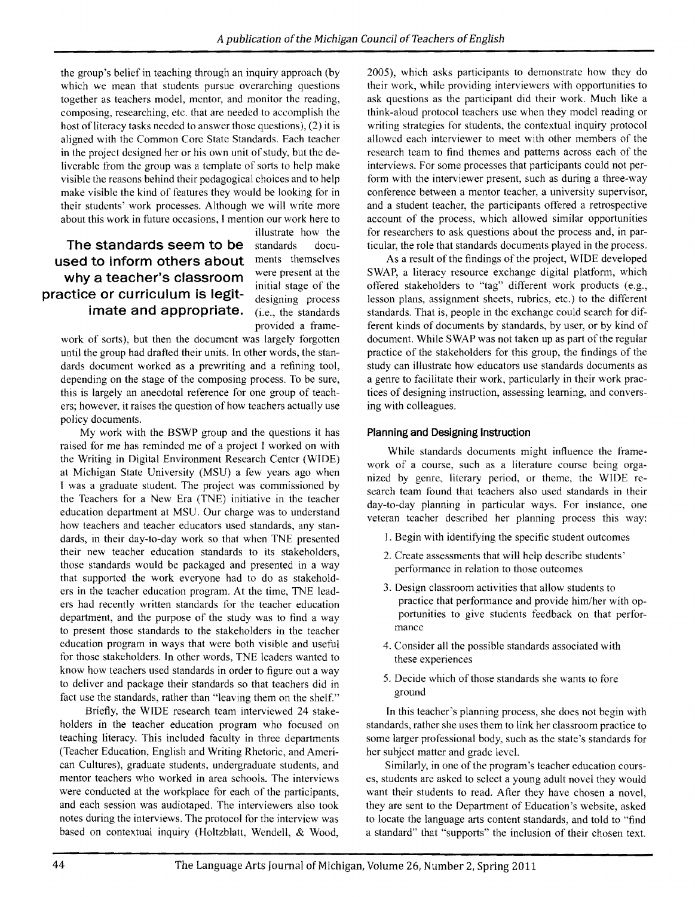the group's belief in teaching through an inquiry approach (by which we mean that students pursue overarching questions together as teachers model, mentor, and monitor the reading, composing, researching, etc. that are needed to accomplish the host of literacy tasks needed to answer those questions), (2) it is aligned with the Common Core State Standards. Each teacher in the project designed her or his own unit of study, but the deliverable from the group was a template of sorts to help make visible the reasons behind their pedagogical choices and to help make visible the kind of features they would be looking for in their students' work processes. Although we will write more about this work in future occasions, I mention our work here to illustrate how the standards documents themselves were present at the initial stage of the designing process (i.e., the standards provided a framework of sorts), but then the document was largely forgotten until the group had drafted their units. In other words, the standards document worked as a prewriting and a refining tool, depending on the stage of the composing process. To be sure, this is largely an anecdotal reference for one group of teachers; however, it raises the question of how teachers actually use policy documents.

**The standards seem to be used to inform others about why a teacher's classroom practice or curriculum is legitimate and appropriate.**

My work with the BSWP group and the questions it has raised for me has reminded me of a project I worked on with the Writing in Digital Environment Research Center (WIDE) at Michigan State University (MSU) a few years ago when I was a graduate student. The project was commissioned by the Teachers for a New Era (TNE) initiative in the teacher education department at MSU. Our charge was to understand how teachers and teacher educators used standards, any standards, in their day-to-day work so that when TNE presented their new teacher education standards to its stakeholders, those standards would be packaged and presented in a way that supported the work everyone had to do as stakeholders in the teacher education program. At the time, TNE leaders had recently written standards for the teacher education department, and the purpose of the study was to find a way to present those standards to the stakeholders in the teacher education program in ways that were both visible and useful for those stakeholders. In other words, TNE leaders wanted to know how teachers used standards in order to figure out a way to deliver and package their standards so that teachers did in fact use the standards, rather than "leaving them on the shelf."

Briefly, the WIDE research team interviewed 24 stakeholders in the teacher education program who focused on teaching literacy. This included faculty in three departments (Teacher Education, English and Writing Rhetoric, and American Cultures), graduate students, undergraduate students, and mentor teachers who worked in area schools. The interviews were conducted at the workplace for each of the participants, and each session was audiotaped. The interviewers also took notes during the interviews. The protocol for the interview was based on contextual inquiry (Holtzblatt, Wendell, & Wood, 2005), which asks participants to demonstrate how they do their work, while providing interviewers with opportunities to ask questions as the participant did their work. Much like a think-aloud protocol teachers use when they model reading or writing strategies for students, the contextual inquiry protocol allowed each interviewer to meet with other members of the research team to find themes and patterns across each of the interviews. For some processes that participants could not perform with the interviewer present, such as during a three-way conference between a mentor teacher, a university supervisor, and a student teacher, the participants offered a retrospective account of the process, which allowed similar opportunities for researchers to ask questions about the process and, in particular, the role that standards documents played in the process.

As a result of the findings of the project, WIDE developed SWAP, a literacy resource exchange digital platform, which offered stakeholders to "tag" different work products (e.g., lesson plans, assignment sheets, rubrics, etc.) to the different standards. That is, people in the exchange could search for different kinds of documents by standards, by user, or by kind of document. While SWAP was not taken up as part of the regular practice of the stakeholders for this group, the findings of the study can illustrate how educators use standards documents as a genre to facilitate their work, particularly in their work practices of designing instruction, assessing learning, and conversing with colleagues.

#### Planning and Designing Instruction

While standards documents might influence the framework of a course, such as a literature course being organized by genre, literary period, or theme, the WIDE research team found that teachers also used standards in their day-to-day planning in particular ways. For instance, one veteran teacher described her planning process this way:

1. Begin with identifying the specific student outcomes
2. Create assessments that will help describe students' performance in relation to those outcomes
3. Design classroom activities that allow students to practice that performance and provide him/her with opportunities to give students feedback on that performance
4. Consider all the possible standards associated with these experiences
5. Decide which of those standards she wants to fore ground

In this teacher's planning process, she does not begin with standards, rather she uses them to link her classroom practice to some larger professional body, such as the state's standards for her subject matter and grade level.

Similarly, in one of the program's teacher education courses, students are asked to select a young adult novel they would want their students to read. After they have chosen a novel, they are sent to the Department of Education's website, asked to locate the language arts content standards, and told to "find a standard" that "supports" the inclusion of their chosen text.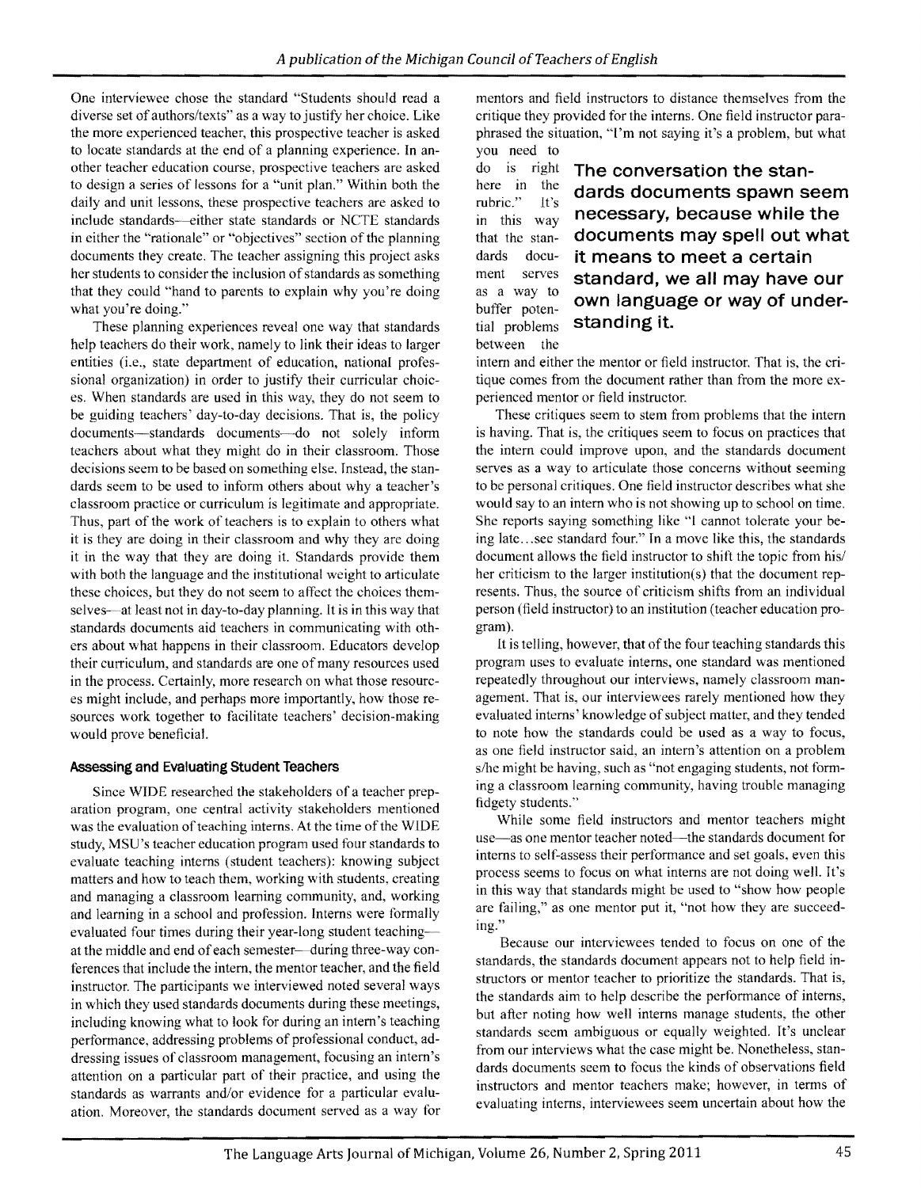One interviewee chose the standard "Students should read a diverse set of authors/texts" as a way to justify her choice. Like the more experienced teacher, this prospective teacher is asked to locate standards at the end of a planning experience. In another teacher education course, prospective teachers are asked to design a series of lessons for a "unit plan." Within both the daily and unit lessons, these prospective teachers are asked to include standards—either state standards or NCTE standards in either the "rationale" or "objectives" section of the planning documents they create. The teacher assigning this project asks her students to consider the inclusion of standards as something that they could "hand to parents to explain why you're doing what you're doing."

These planning experiences reveal one way that standards help teachers do their work, namely to link their ideas to larger entities (i.e., state department of education, national professional organization) in order to justify their curricular choices. When standards are used in this way, they do not seem to be guiding teachers' day-to-day decisions. That is, the policy documents—standards documents—do not solely inform teachers about what they might do in their classroom. Those decisions seem to be based on something else. Instead, the standards seem to be used to inform others about why a teacher's classroom practice or curriculum is legitimate and appropriate. Thus, part of the work of teachers is to explain to others what it is they are doing in their classroom and why they are doing it in the way that they are doing it. Standards provide them with both the language and the institutional weight to articulate these choices, but they do not seem to affect the choices themselves—at least not in day-to-day planning. It is in this way that standards documents aid teachers in communicating with others about what happens in their classroom. Educators develop their curriculum, and standards are one of many resources used in the process. Certainly, more research on what those resources might include, and perhaps more importantly, how those resources work together to facilitate teachers' decision-making would prove beneficial.

### Assessing and Evaluating Student Teachers

Since WIDE researched the stakeholders of a teacher preparation program, one central activity stakeholders mentioned was the evaluation of teaching interns. At the time of the WIDE study, MSU's teacher education program used four standards to evaluate teaching interns (student teachers): knowing subject matters and how to teach them, working with students, creating and managing a classroom learning community, and, working and learning in a school and profession. Interns were formally evaluated four times during their year-long student teaching—at the middle and end of each semester—during three-way conferences that include the intern, the mentor teacher, and the field instructor. The participants we interviewed noted several ways in which they used standards documents during these meetings, including knowing what to look for during an intern's teaching performance, addressing problems of professional conduct, addressing issues of classroom management, focusing an intern's attention on a particular part of their practice, and using the standards as warrants and/or evidence for a particular evaluation. Moreover, the standards document served as a way for mentors and field instructors to distance themselves from the critique they provided for the interns. One field instructor paraphrased the situation, "I'm not saying it's a problem, but what you need to do is right here in the rubric." It's in this way that the standards document serves as a way to buffer potential problems between the intern and either the mentor or field instructor. That is, the critique comes from the document rather than from the more experienced mentor or field instructor.

> **The conversation the standards documents spawn seem necessary, because while the documents may spell out what it means to meet a certain standard, we all may have our own language or way of understanding it.**

These critiques seem to stem from problems that the intern is having. That is, the critiques seem to focus on practices that the intern could improve upon, and the standards document serves as a way to articulate those concerns without seeming to be personal critiques. One field instructor describes what she would say to an intern who is not showing up to school on time. She reports saying something like "I cannot tolerate your being late...see standard four." In a move like this, the standards document allows the field instructor to shift the topic from his/her criticism to the larger institution(s) that the document represents. Thus, the source of criticism shifts from an individual person (field instructor) to an institution (teacher education program).

It is telling, however, that of the four teaching standards this program uses to evaluate interns, one standard was mentioned repeatedly throughout our interviews, namely classroom management. That is, our interviewees rarely mentioned how they evaluated interns' knowledge of subject matter, and they tended to note how the standards could be used as a way to focus, as one field instructor said, an intern's attention on a problem s/he might be having, such as "not engaging students, not forming a classroom learning community, having trouble managing fidgety students."

While some field instructors and mentor teachers might use—as one mentor teacher noted—the standards document for interns to self-assess their performance and set goals, even this process seems to focus on what interns are not doing well. It's in this way that standards might be used to "show how people are failing," as one mentor put it, "not how they are succeeding."

Because our interviewees tended to focus on one of the standards, the standards document appears not to help field instructors or mentor teacher to prioritize the standards. That is, the standards aim to help describe the performance of interns, but after noting how well interns manage students, the other standards seem ambiguous or equally weighted. It's unclear from our interviews what the case might be. Nonetheless, standards documents seem to focus the kinds of observations field instructors and mentor teachers make; however, in terms of evaluating interns, interviewees seem uncertain about how the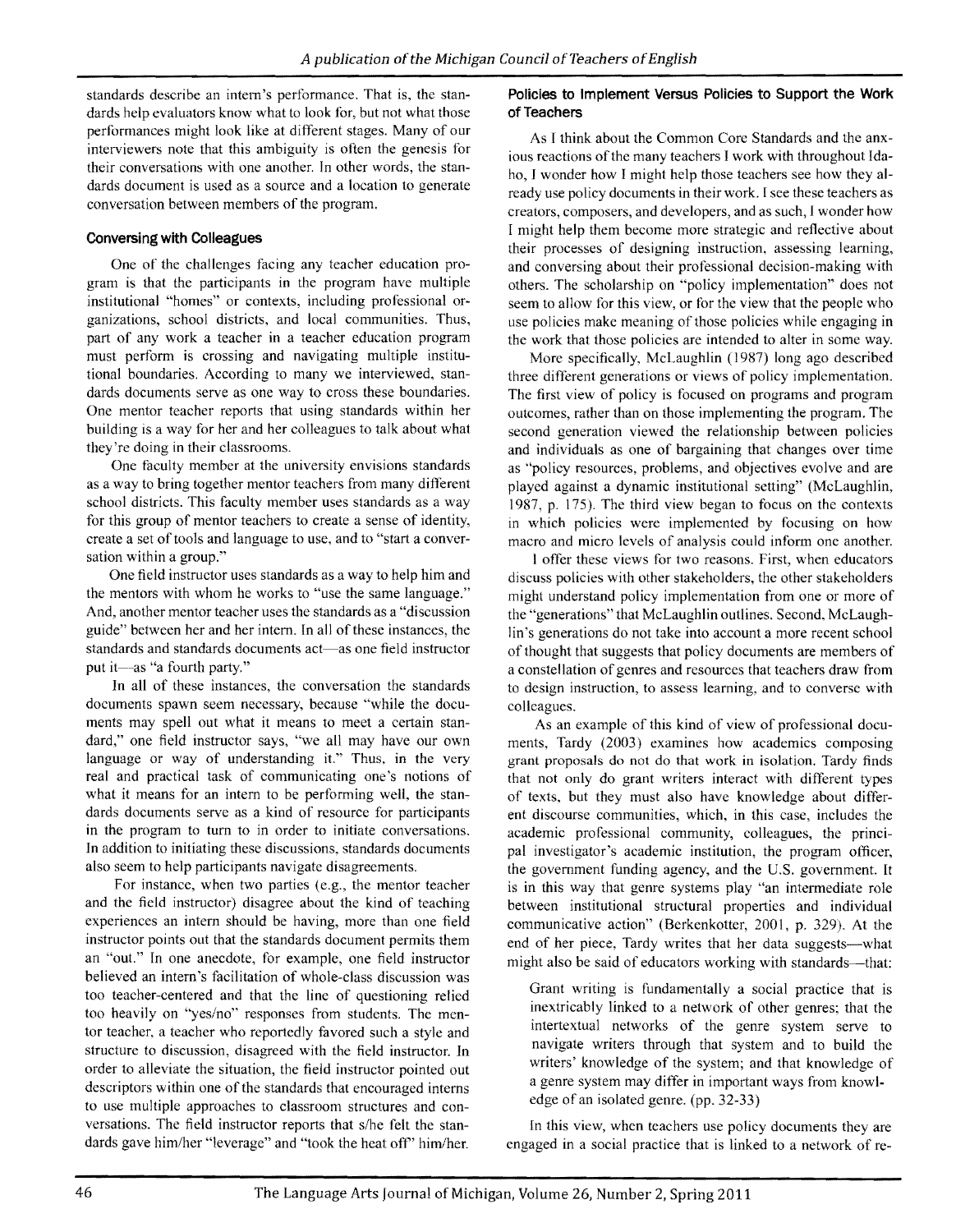standards describe an intern's performance. That is, the standards help evaluators know what to look for, but not what those performances might look like at different stages. Many of our interviewers note that this ambiguity is often the genesis for their conversations with one another. In other words, the standards document is used as a source and a location to generate conversation between members of the program.

### Conversing with Colleagues

One of the challenges facing any teacher education program is that the participants in the program have multiple institutional "homes" or contexts, including professional organizations, school districts, and local communities. Thus, part of any work a teacher in a teacher education program must perform is crossing and navigating multiple institutional boundaries. According to many we interviewed, standards documents serve as one way to cross these boundaries. One mentor teacher reports that using standards within her building is a way for her and her colleagues to talk about what they're doing in their classrooms.

One faculty member at the university envisions standards as a way to bring together mentor teachers from many different school districts. This faculty member uses standards as a way for this group of mentor teachers to create a sense of identity, create a set of tools and language to use, and to "start a conversation within a group."

One field instructor uses standards as a way to help him and the mentors with whom he works to "use the same language." And, another mentor teacher uses the standards as a "discussion guide" between her and her intern. In all of these instances, the standards and standards documents act—as one field instructor put it—as "a fourth party."

In all of these instances, the conversation the standards documents spawn seem necessary, because "while the documents may spell out what it means to meet a certain standard," one field instructor says, "we all may have our own language or way of understanding it." Thus, in the very real and practical task of communicating one's notions of what it means for an intern to be performing well, the standards documents serve as a kind of resource for participants in the program to turn to in order to initiate conversations. In addition to initiating these discussions, standards documents also seem to help participants navigate disagreements.

For instance, when two parties (e.g., the mentor teacher and the field instructor) disagree about the kind of teaching experiences an intern should be having, more than one field instructor points out that the standards document permits them an "out." In one anecdote, for example, one field instructor believed an intern's facilitation of whole-class discussion was too teacher-centered and that the line of questioning relied too heavily on "yes/no" responses from students. The mentor teacher, a teacher who reportedly favored such a style and structure to discussion, disagreed with the field instructor. In order to alleviate the situation, the field instructor pointed out descriptors within one of the standards that encouraged interns to use multiple approaches to classroom structures and conversations. The field instructor reports that s/he felt the standards gave him/her "leverage" and "took the heat off" him/her.

### Policies to Implement Versus Policies to Support the Work of Teachers

As I think about the Common Core Standards and the anxious reactions of the many teachers I work with throughout Idaho, I wonder how I might help those teachers see how they already use policy documents in their work. I see these teachers as creators, composers, and developers, and as such, I wonder how I might help them become more strategic and reflective about their processes of designing instruction, assessing learning, and conversing about their professional decision-making with others. The scholarship on "policy implementation" does not seem to allow for this view, or for the view that the people who use policies make meaning of those policies while engaging in the work that those policies are intended to alter in some way.

More specifically, McLaughlin (1987) long ago described three different generations or views of policy implementation. The first view of policy is focused on programs and program outcomes, rather than on those implementing the program. The second generation viewed the relationship between policies and individuals as one of bargaining that changes over time as "policy resources, problems, and objectives evolve and are played against a dynamic institutional setting" (McLaughlin, 1987, p. 175). The third view began to focus on the contexts in which policies were implemented by focusing on how macro and micro levels of analysis could inform one another.

I offer these views for two reasons. First, when educators discuss policies with other stakeholders, the other stakeholders might understand policy implementation from one or more of the "generations" that McLaughlin outlines. Second, McLaughlin's generations do not take into account a more recent school of thought that suggests that policy documents are members of a constellation of genres and resources that teachers draw from to design instruction, to assess learning, and to converse with colleagues.

As an example of this kind of view of professional documents, Tardy (2003) examines how academics composing grant proposals do not do that work in isolation. Tardy finds that not only do grant writers interact with different types of texts, but they must also have knowledge about different discourse communities, which, in this case, includes the academic professional community, colleagues, the principal investigator's academic institution, the program officer, the government funding agency, and the U.S. government. It is in this way that genre systems play "an intermediate role between institutional structural properties and individual communicative action" (Berkenkotter, 2001, p. 329). At the end of her piece, Tardy writes that her data suggests—what might also be said of educators working with standards—that:

> Grant writing is fundamentally a social practice that is inextricably linked to a network of other genres; that the intertextual networks of the genre system serve to navigate writers through that system and to build the writers' knowledge of the system; and that knowledge of a genre system may differ in important ways from knowledge of an isolated genre. (pp. 32-33)

In this view, when teachers use policy documents they are engaged in a social practice that is linked to a network of re-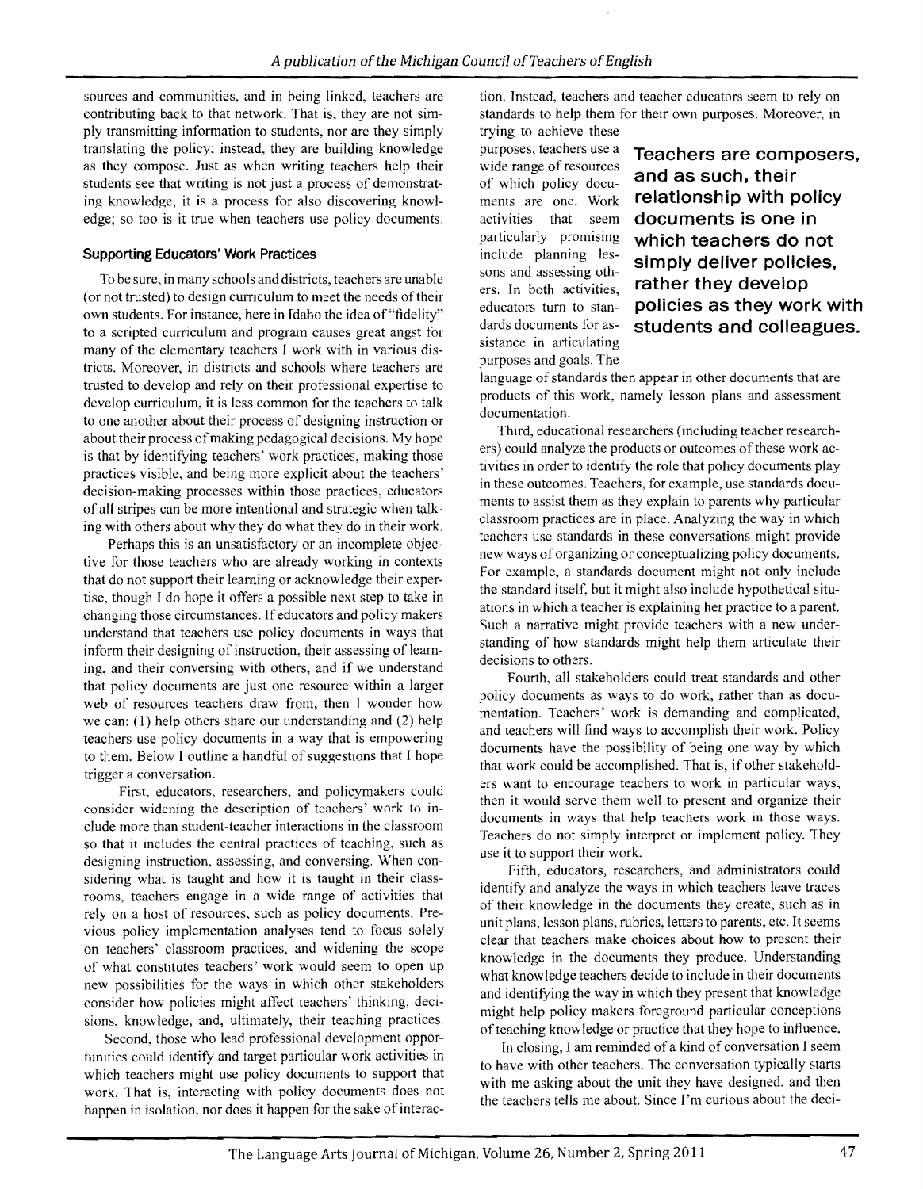sources and communities, and in being linked, teachers are contributing back to that network. That is, they are not simply transmitting information to students, nor are they simply translating the policy; instead, they are building knowledge as they compose. Just as when writing teachers help their students see that writing is not just a process of demonstrating knowledge, it is a process for also discovering knowledge; so too is it true when teachers use policy documents.

### Supporting Educators' Work Practices

To be sure, in many schools and districts, teachers are unable (or not trusted) to design curriculum to meet the needs of their own students. For instance, here in Idaho the idea of "fidelity" to a scripted curriculum and program causes great angst for many of the elementary teachers I work with in various districts. Moreover, in districts and schools where teachers are trusted to develop and rely on their professional expertise to develop curriculum, it is less common for the teachers to talk to one another about their process of designing instruction or about their process of making pedagogical decisions. My hope is that by identifying teachers' work practices, making those practices visible, and being more explicit about the teachers' decision-making processes within those practices, educators of all stripes can be more intentional and strategic when talking with others about why they do what they do in their work.

Perhaps this is an unsatisfactory or an incomplete objective for those teachers who are already working in contexts that do not support their learning or acknowledge their expertise, though I do hope it offers a possible next step to take in changing those circumstances. If educators and policy makers understand that teachers use policy documents in ways that inform their designing of instruction, their assessing of learning, and their conversing with others, and if we understand that policy documents are just one resource within a larger web of resources teachers draw from, then I wonder how we can: (1) help others share our understanding and (2) help teachers use policy documents in a way that is empowering to them. Below I outline a handful of suggestions that I hope trigger a conversation.

First, educators, researchers, and policymakers could consider widening the description of teachers' work to include more than student-teacher interactions in the classroom so that it includes the central practices of teaching, such as designing instruction, assessing, and conversing. When considering what is taught and how it is taught in their classrooms, teachers engage in a wide range of activities that rely on a host of resources, such as policy documents. Previous policy implementation analyses tend to focus solely on teachers' classroom practices, and widening the scope of what constitutes teachers' work would seem to open up new possibilities for the ways in which other stakeholders consider how policies might affect teachers' thinking, decisions, knowledge, and, ultimately, their teaching practices.

Second, those who lead professional development opportunities could identify and target particular work activities in which teachers might use policy documents to support that work. That is, interacting with policy documents does not happen in isolation, nor does it happen for the sake of interaction. Instead, teachers and teacher educators seem to rely on standards to help them for their own purposes. Moreover, in trying to achieve these purposes, teachers use a wide range of resources of which policy documents are one. Work activities that seem particularly promising include planning lessons and assessing others. In both activities, educators turn to standards documents for assistance in articulating purposes and goals. The language of standards then appear in other documents that are products of this work, namely lesson plans and assessment documentation.

**Teachers are composers, and as such, their relationship with policy documents is one in which teachers do not simply deliver policies, rather they develop policies as they work with students and colleagues.**

Third, educational researchers (including teacher researchers) could analyze the products or outcomes of these work activities in order to identify the role that policy documents play in these outcomes. Teachers, for example, use standards documents to assist them as they explain to parents why particular classroom practices are in place. Analyzing the way in which teachers use standards in these conversations might provide new ways of organizing or conceptualizing policy documents. For example, a standards document might not only include the standard itself, but it might also include hypothetical situations in which a teacher is explaining her practice to a parent. Such a narrative might provide teachers with a new understanding of how standards might help them articulate their decisions to others.

Fourth, all stakeholders could treat standards and other policy documents as ways to do work, rather than as documentation. Teachers' work is demanding and complicated, and teachers will find ways to accomplish their work. Policy documents have the possibility of being one way by which that work could be accomplished. That is, if other stakeholders want to encourage teachers to work in particular ways, then it would serve them well to present and organize their documents in ways that help teachers work in those ways. Teachers do not simply interpret or implement policy. They use it to support their work.

Fifth, educators, researchers, and administrators could identify and analyze the ways in which teachers leave traces of their knowledge in the documents they create, such as in unit plans, lesson plans, rubrics, letters to parents, etc. It seems clear that teachers make choices about how to present their knowledge in the documents they produce. Understanding what knowledge teachers decide to include in their documents and identifying the way in which they present that knowledge might help policy makers foreground particular conceptions of teaching knowledge or practice that they hope to influence.

In closing, I am reminded of a kind of conversation I seem to have with other teachers. The conversation typically starts with me asking about the unit they have designed, and then the teachers tells me about. Since I'm curious about the deci-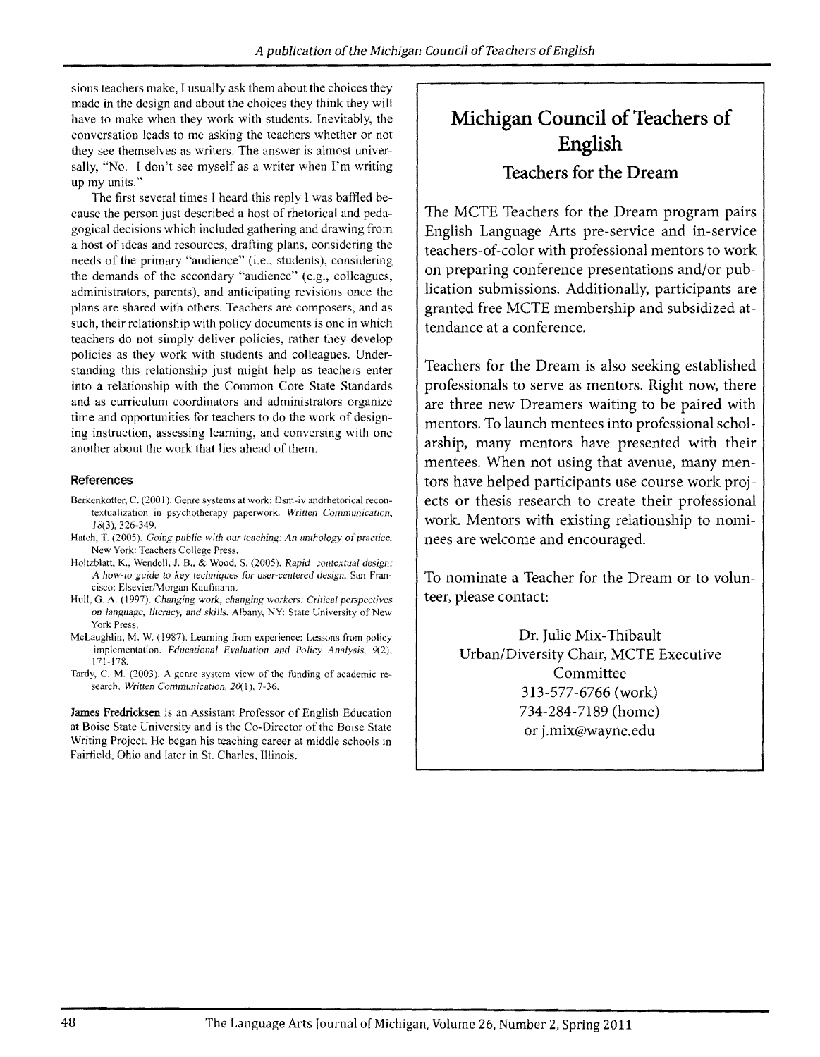sions teachers make, I usually ask them about the choices they made in the design and about the choices they think they will have to make when they work with students. Inevitably, the conversation leads to me asking the teachers whether or not they see themselves as writers. The answer is almost universally, "No. I don't see myself as a writer when I'm writing up my units."

The first several times I heard this reply I was baffled because the person just described a host of rhetorical and pedagogical decisions which included gathering and drawing from a host of ideas and resources, drafting plans, considering the needs of the primary "audience" (i.e., students), considering the demands of the secondary "audience" (e.g., colleagues, administrators, parents), and anticipating revisions once the plans are shared with others. Teachers are composers, and as such, their relationship with policy documents is one in which teachers do not simply deliver policies, rather they develop policies as they work with students and colleagues. Understanding this relationship just might help as teachers enter into a relationship with the Common Core State Standards and as curriculum coordinators and administrators organize time and opportunities for teachers to do the work of designing instruction, assessing learning, and conversing with one another about the work that lies ahead of them.

### References

Berkenkotter, C. (2001). Genre systems at work: Dsm-iv andrhetorical recontextualization in psychotherapy paperwork. *Written Communication, 18*(3), 326-349.

Hatch, T. (2005). *Going public with our teaching: An anthology of practice.* New York: Teachers College Press.

Holtzblatt, K., Wendell, J. B., & Wood, S. (2005). *Rapid contextual design: A how-to guide to key techniques for user-centered design.* San Francisco: Elsevier/Morgan Kaufmann.

Hull, G. A. (1997). *Changing work, changing workers: Critical perspectives on language, literacy, and skills.* Albany, NY: State University of New York Press.

McLaughlin, M. W. (1987). Learning from experience: Lessons from policy implementation. *Educational Evaluation and Policy Analysis, 9*(2), 171-178.

Tardy, C. M. (2003). A genre system view of the funding of academic research. *Written Communication, 20*(1), 7-36.

**James Fredricksen** is an Assistant Professor of English Education at Boise State University and is the Co-Director of the Boise State Writing Project. He began his teaching career at middle schools in Fairfield, Ohio and later in St. Charles, Illinois.

## Michigan Council of Teachers of English

### Teachers for the Dream

The MCTE Teachers for the Dream program pairs English Language Arts pre-service and in-service teachers-of-color with professional mentors to work on preparing conference presentations and/or publication submissions. Additionally, participants are granted free MCTE membership and subsidized attendance at a conference.

Teachers for the Dream is also seeking established professionals to serve as mentors. Right now, there are three new Dreamers waiting to be paired with mentors. To launch mentees into professional scholarship, many mentors have presented with their mentees. When not using that avenue, many mentors have helped participants use course work projects or thesis research to create their professional work. Mentors with existing relationship to nominees are welcome and encouraged.

To nominate a Teacher for the Dream or to volunteer, please contact:

Dr. Julie Mix-Thibault
Urban/Diversity Chair, MCTE Executive Committee
313-577-6766 (work)
734-284-7189 (home)
or j.mix@wayne.edu